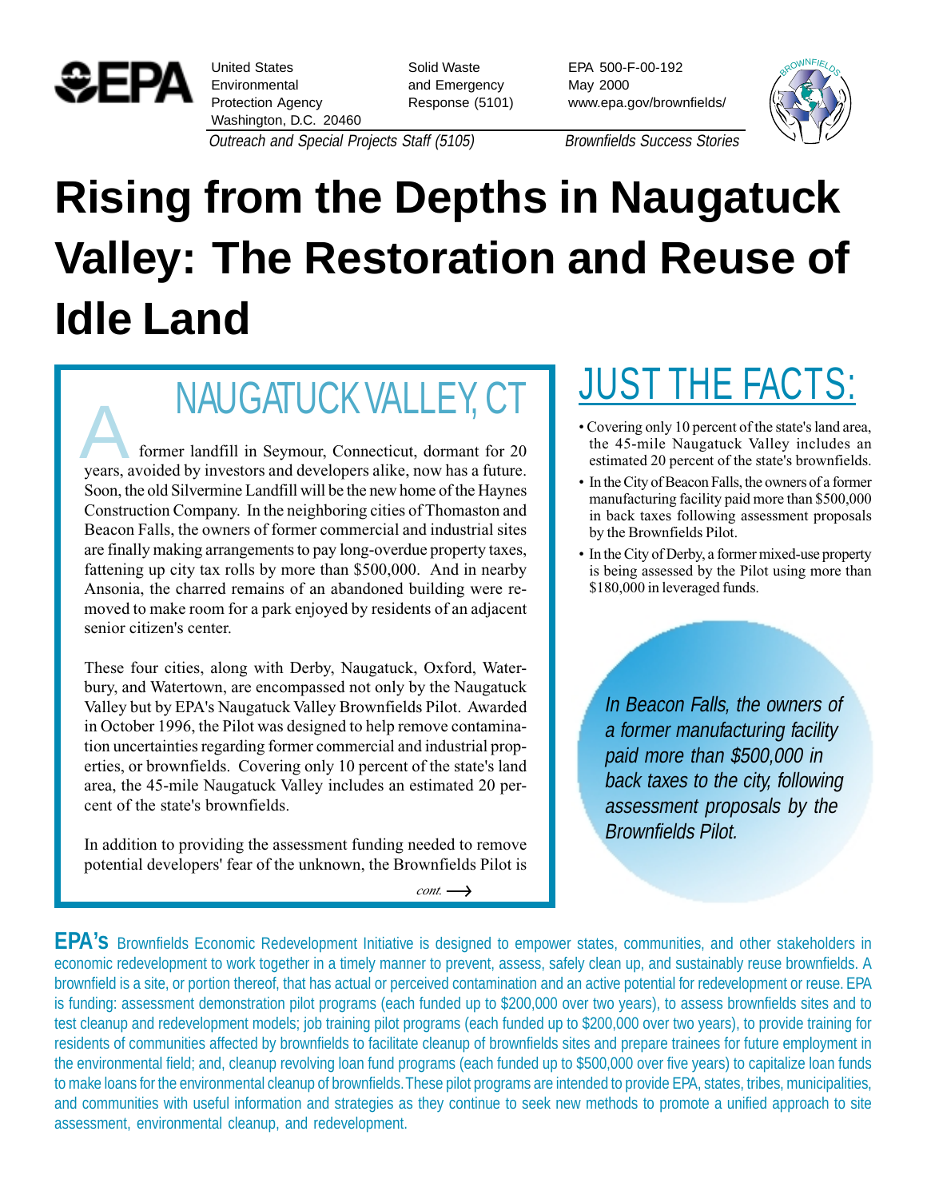United States Environmental Protection Agency
Washington, D.C. 20460

Solid Waste and Emergency Response (5101)

EPA 500-F-00-192
May 2000
www.epa.gov/brownfields/

*Outreach and Special Projects Staff (5105)*

*Brownfields Success Stories*

# Rising from the Depths in Naugatuck Valley: The Restoration and Reuse of Idle Land

## NAUGATUCK VALLEY, CT

A former landfill in Seymour, Connecticut, dormant for 20 years, avoided by investors and developers alike, now has a future. Soon, the old Silvermine Landfill will be the new home of the Haynes Construction Company. In the neighboring cities of Thomaston and Beacon Falls, the owners of former commercial and industrial sites are finally making arrangements to pay long-overdue property taxes, fattening up city tax rolls by more than $500,000. And in nearby Ansonia, the charred remains of an abandoned building were removed to make room for a park enjoyed by residents of an adjacent senior citizen's center.

These four cities, along with Derby, Naugatuck, Oxford, Waterbury, and Watertown, are encompassed not only by the Naugatuck Valley but by EPA's Naugatuck Valley Brownfields Pilot. Awarded in October 1996, the Pilot was designed to help remove contamination uncertainties regarding former commercial and industrial properties, or brownfields. Covering only 10 percent of the state's land area, the 45-mile Naugatuck Valley includes an estimated 20 percent of the state's brownfields.

In addition to providing the assessment funding needed to remove potential developers' fear of the unknown, the Brownfields Pilot is

*cont.* ⟶

## JUST THE FACTS:

- Covering only 10 percent of the state's land area, the 45-mile Naugatuck Valley includes an estimated 20 percent of the state's brownfields.
- In the City of Beacon Falls, the owners of a former manufacturing facility paid more than $500,000 in back taxes following assessment proposals by the Brownfields Pilot.
- In the City of Derby, a former mixed-use property is being assessed by the Pilot using more than $180,000 in leveraged funds.

*In Beacon Falls, the owners of a former manufacturing facility paid more than $500,000 in back taxes to the city, following assessment proposals by the Brownfields Pilot.*

**EPA's** Brownfields Economic Redevelopment Initiative is designed to empower states, communities, and other stakeholders in economic redevelopment to work together in a timely manner to prevent, assess, safely clean up, and sustainably reuse brownfields. A brownfield is a site, or portion thereof, that has actual or perceived contamination and an active potential for redevelopment or reuse. EPA is funding: assessment demonstration pilot programs (each funded up to $200,000 over two years), to assess brownfields sites and to test cleanup and redevelopment models; job training pilot programs (each funded up to $200,000 over two years), to provide training for residents of communities affected by brownfields to facilitate cleanup of brownfields sites and prepare trainees for future employment in the environmental field; and, cleanup revolving loan fund programs (each funded up to $500,000 over five years) to capitalize loan funds to make loans for the environmental cleanup of brownfields. These pilot programs are intended to provide EPA, states, tribes, municipalities, and communities with useful information and strategies as they continue to seek new methods to promote a unified approach to site assessment, environmental cleanup, and redevelopment.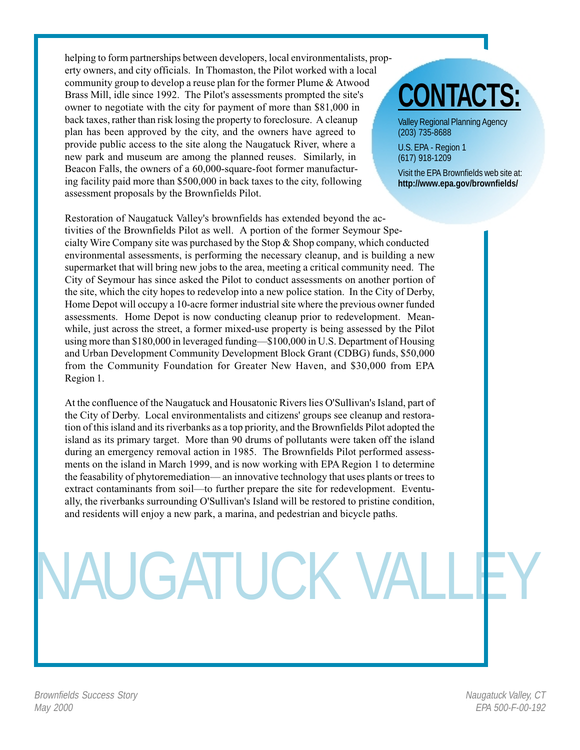helping to form partnerships between developers, local environmentalists, property owners, and city officials. In Thomaston, the Pilot worked with a local community group to develop a reuse plan for the former Plume & Atwood Brass Mill, idle since 1992. The Pilot's assessments prompted the site's owner to negotiate with the city for payment of more than $81,000 in back taxes, rather than risk losing the property to foreclosure. A cleanup plan has been approved by the city, and the owners have agreed to provide public access to the site along the Naugatuck River, where a new park and museum are among the planned reuses. Similarly, in Beacon Falls, the owners of a 60,000-square-foot former manufacturing facility paid more than $500,000 in back taxes to the city, following assessment proposals by the Brownfields Pilot.

## CONTACTS:

Valley Regional Planning Agency
(203) 735-8688

U.S. EPA - Region 1
(617) 918-1209

Visit the EPA Brownfields web site at:
**http://www.epa.gov/brownfields/**

Restoration of Naugatuck Valley's brownfields has extended beyond the activities of the Brownfields Pilot as well. A portion of the former Seymour Specialty Wire Company site was purchased by the Stop & Shop company, which conducted environmental assessments, is performing the necessary cleanup, and is building a new supermarket that will bring new jobs to the area, meeting a critical community need. The City of Seymour has since asked the Pilot to conduct assessments on another portion of the site, which the city hopes to redevelop into a new police station. In the City of Derby, Home Depot will occupy a 10-acre former industrial site where the previous owner funded assessments. Home Depot is now conducting cleanup prior to redevelopment. Meanwhile, just across the street, a former mixed-use property is being assessed by the Pilot using more than $180,000 in leveraged funding—$100,000 in U.S. Department of Housing and Urban Development Community Development Block Grant (CDBG) funds, $50,000 from the Community Foundation for Greater New Haven, and $30,000 from EPA Region 1.

At the confluence of the Naugatuck and Housatonic Rivers lies O'Sullivan's Island, part of the City of Derby. Local environmentalists and citizens' groups see cleanup and restoration of this island and its riverbanks as a top priority, and the Brownfields Pilot adopted the island as its primary target. More than 90 drums of pollutants were taken off the island during an emergency removal action in 1985. The Brownfields Pilot performed assessments on the island in March 1999, and is now working with EPA Region 1 to determine the feasability of phytoremediation— an innovative technology that uses plants or trees to extract contaminants from soil—to further prepare the site for redevelopment. Eventually, the riverbanks surrounding O'Sullivan's Island will be restored to pristine condition, and residents will enjoy a new park, a marina, and pedestrian and bicycle paths.

# NAUGATUCK VALLEY

*Brownfields Success Story*
*May 2000*

*Naugatuck Valley, CT*
*EPA 500-F-00-192*